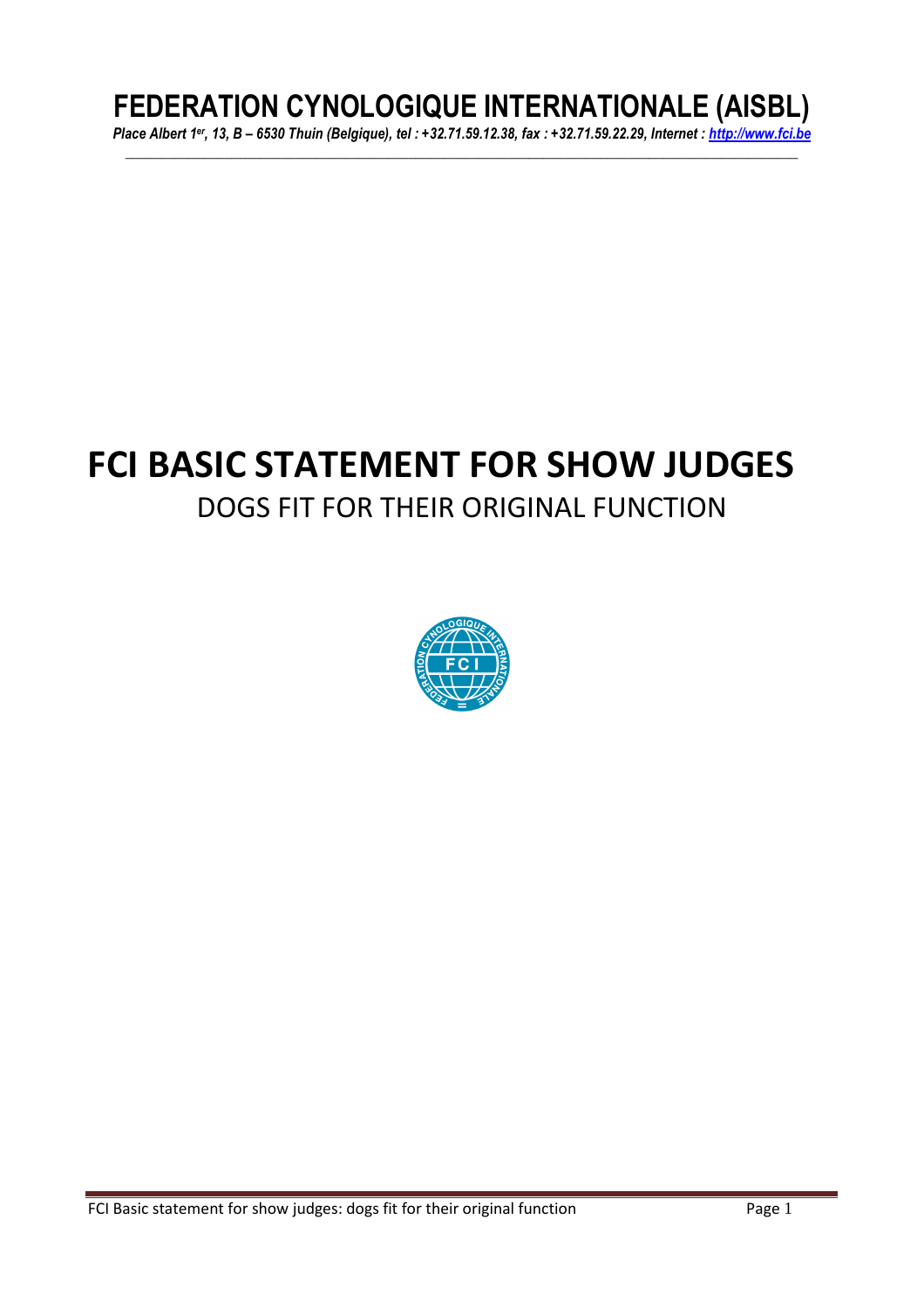# FEDERATION CYNOLOGIQUE INTERNATIONALE (AISBL)

*Place Albert 1er, 13, B – 6530 Thuin (Belgique), tel : +32.71.59.12.38, fax : +32.71.59.22.29, Internet : http://www.fci.be*

# FCI BASIC STATEMENT FOR SHOW JUDGES

## DOGS FIT FOR THEIR ORIGINAL FUNCTION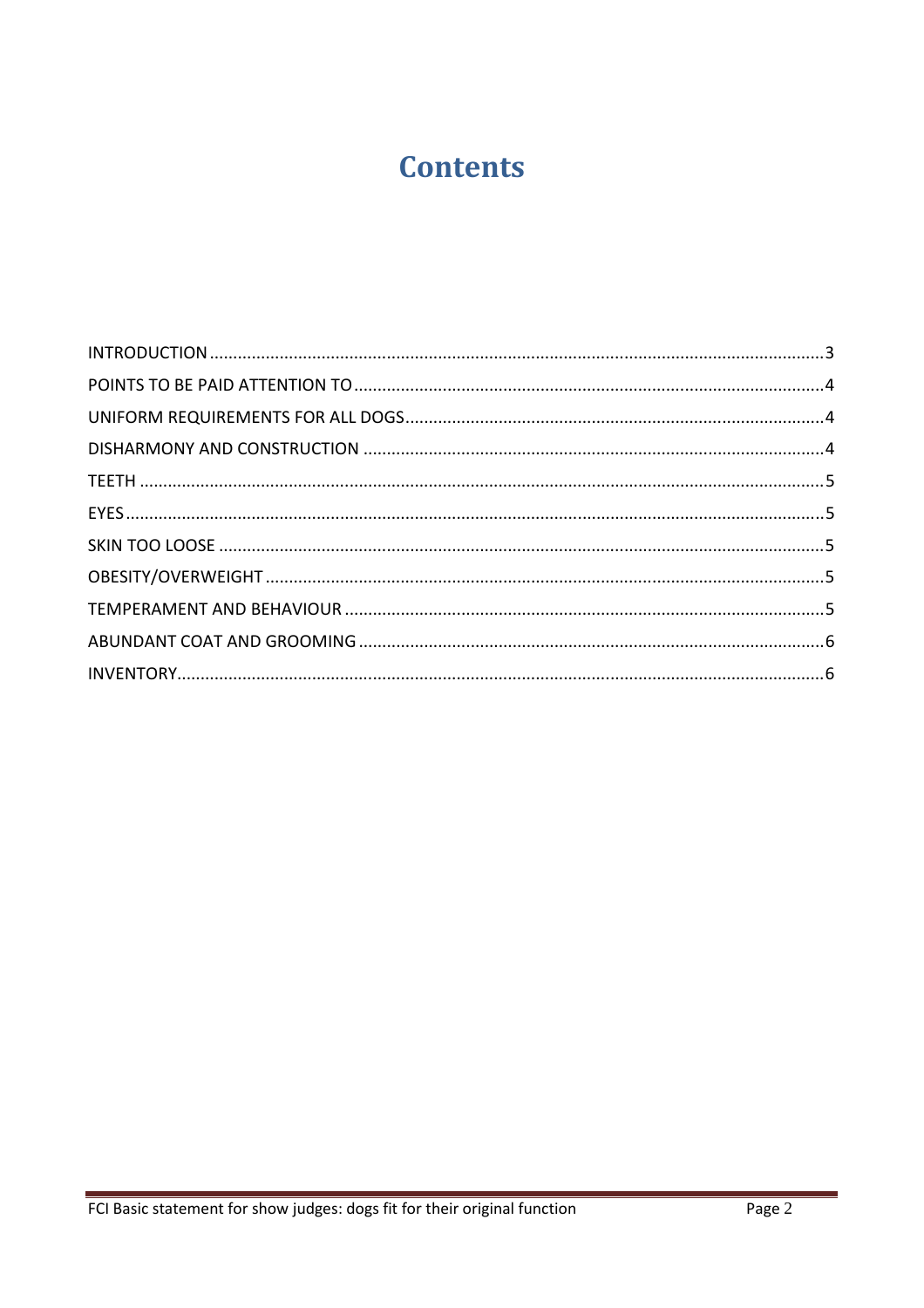# Contents

INTRODUCTION ........................................................................................................................ 3
POINTS TO BE PAID ATTENTION TO ........................................................................................ 4
UNIFORM REQUIREMENTS FOR ALL DOGS ............................................................................... 4
DISHARMONY AND CONSTRUCTION ........................................................................................ 4
TEETH ..................................................................................................................................... 5
EYES ........................................................................................................................................ 5
SKIN TOO LOOSE ..................................................................................................................... 5
OBESITY/OVERWEIGHT ............................................................................................................ 5
TEMPERAMENT AND BEHAVIOUR ........................................................................................... 5
ABUNDANT COAT AND GROOMING ......................................................................................... 6
INVENTORY .............................................................................................................................. 6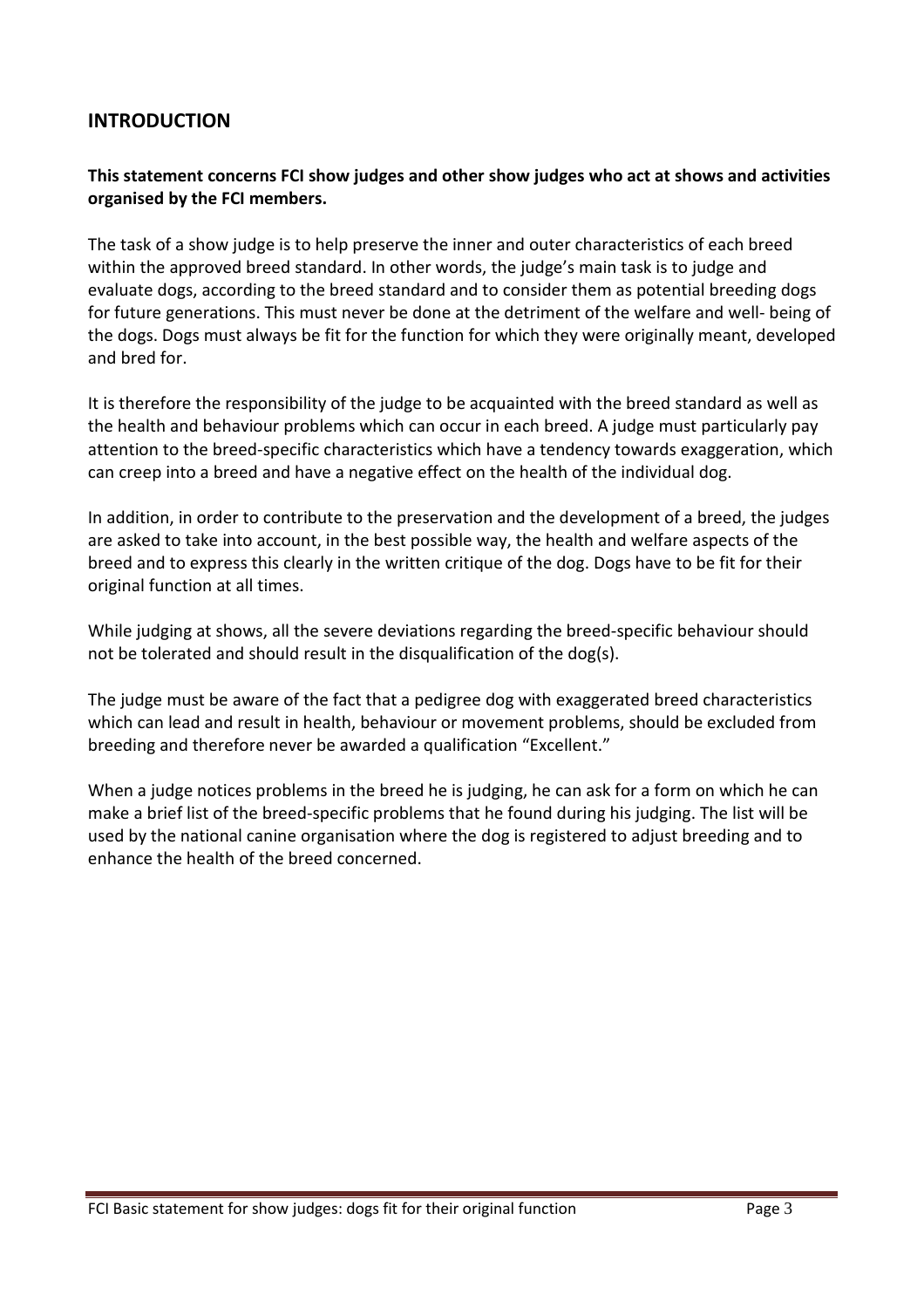## INTRODUCTION

**This statement concerns FCI show judges and other show judges who act at shows and activities organised by the FCI members.**

The task of a show judge is to help preserve the inner and outer characteristics of each breed within the approved breed standard. In other words, the judge's main task is to judge and evaluate dogs, according to the breed standard and to consider them as potential breeding dogs for future generations. This must never be done at the detriment of the welfare and well- being of the dogs. Dogs must always be fit for the function for which they were originally meant, developed and bred for.

It is therefore the responsibility of the judge to be acquainted with the breed standard as well as the health and behaviour problems which can occur in each breed. A judge must particularly pay attention to the breed-specific characteristics which have a tendency towards exaggeration, which can creep into a breed and have a negative effect on the health of the individual dog.

In addition, in order to contribute to the preservation and the development of a breed, the judges are asked to take into account, in the best possible way, the health and welfare aspects of the breed and to express this clearly in the written critique of the dog. Dogs have to be fit for their original function at all times.

While judging at shows, all the severe deviations regarding the breed-specific behaviour should not be tolerated and should result in the disqualification of the dog(s).

The judge must be aware of the fact that a pedigree dog with exaggerated breed characteristics which can lead and result in health, behaviour or movement problems, should be excluded from breeding and therefore never be awarded a qualification "Excellent."

When a judge notices problems in the breed he is judging, he can ask for a form on which he can make a brief list of the breed-specific problems that he found during his judging. The list will be used by the national canine organisation where the dog is registered to adjust breeding and to enhance the health of the breed concerned.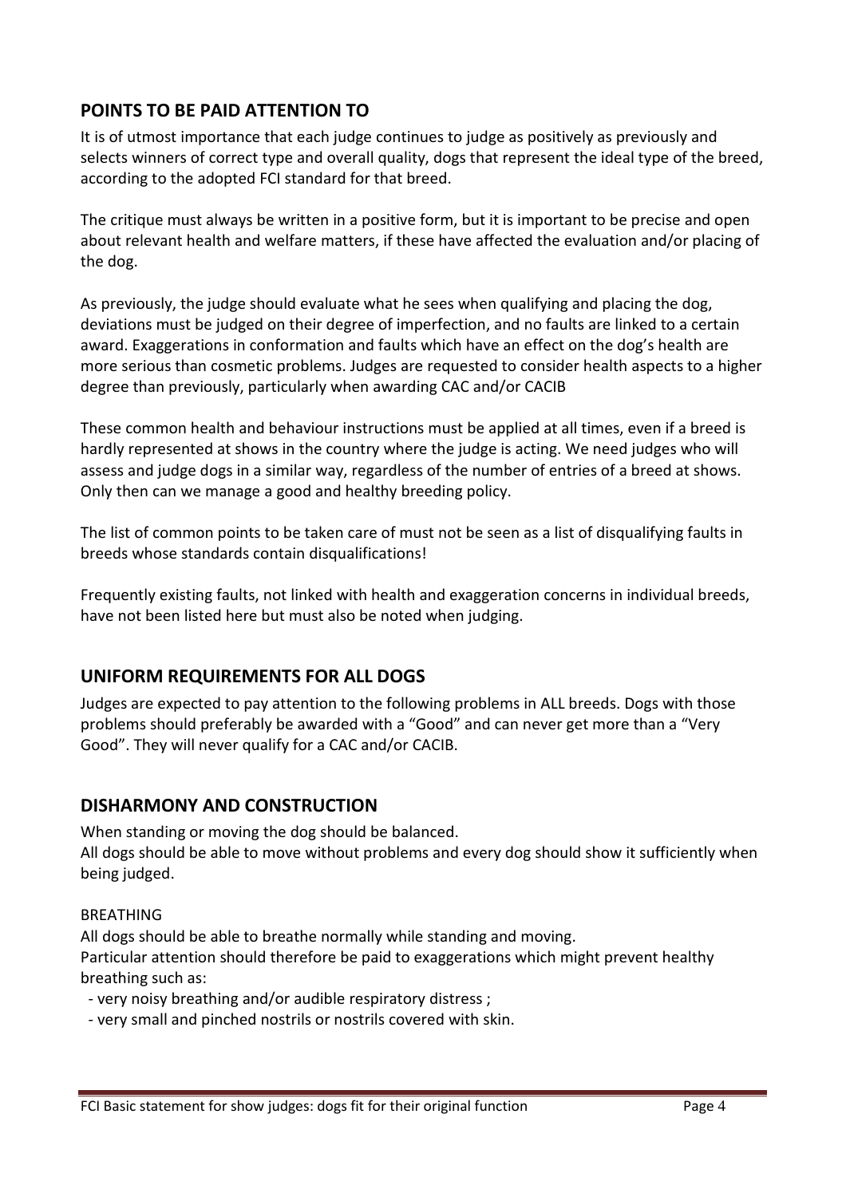## POINTS TO BE PAID ATTENTION TO

It is of utmost importance that each judge continues to judge as positively as previously and selects winners of correct type and overall quality, dogs that represent the ideal type of the breed, according to the adopted FCI standard for that breed.

The critique must always be written in a positive form, but it is important to be precise and open about relevant health and welfare matters, if these have affected the evaluation and/or placing of the dog.

As previously, the judge should evaluate what he sees when qualifying and placing the dog, deviations must be judged on their degree of imperfection, and no faults are linked to a certain award. Exaggerations in conformation and faults which have an effect on the dog's health are more serious than cosmetic problems. Judges are requested to consider health aspects to a higher degree than previously, particularly when awarding CAC and/or CACIB

These common health and behaviour instructions must be applied at all times, even if a breed is hardly represented at shows in the country where the judge is acting. We need judges who will assess and judge dogs in a similar way, regardless of the number of entries of a breed at shows. Only then can we manage a good and healthy breeding policy.

The list of common points to be taken care of must not be seen as a list of disqualifying faults in breeds whose standards contain disqualifications!

Frequently existing faults, not linked with health and exaggeration concerns in individual breeds, have not been listed here but must also be noted when judging.

## UNIFORM REQUIREMENTS FOR ALL DOGS

Judges are expected to pay attention to the following problems in ALL breeds. Dogs with those problems should preferably be awarded with a "Good" and can never get more than a "Very Good". They will never qualify for a CAC and/or CACIB.

## DISHARMONY AND CONSTRUCTION

When standing or moving the dog should be balanced.
All dogs should be able to move without problems and every dog should show it sufficiently when being judged.

BREATHING

All dogs should be able to breathe normally while standing and moving.
Particular attention should therefore be paid to exaggerations which might prevent healthy breathing such as:

- very noisy breathing and/or audible respiratory distress ;
- very small and pinched nostrils or nostrils covered with skin.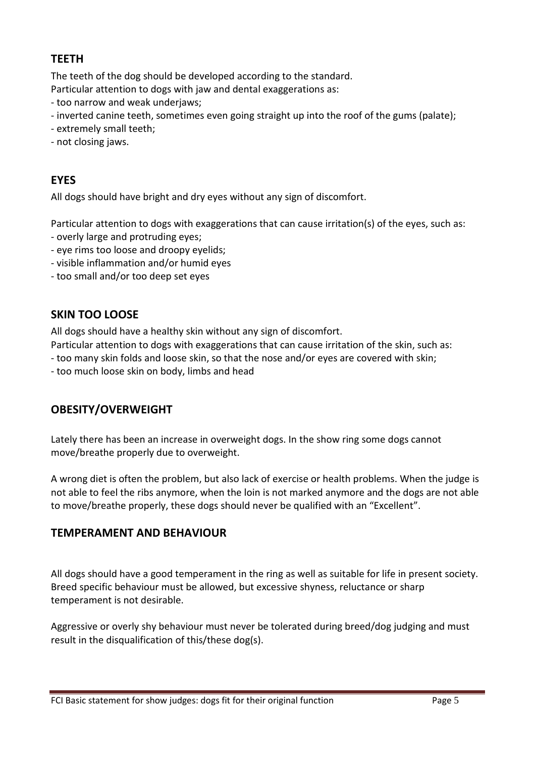## TEETH

The teeth of the dog should be developed according to the standard.
Particular attention to dogs with jaw and dental exaggerations as:

- too narrow and weak underjaws;
- inverted canine teeth, sometimes even going straight up into the roof of the gums (palate);
- extremely small teeth;
- not closing jaws.

## EYES

All dogs should have bright and dry eyes without any sign of discomfort.

Particular attention to dogs with exaggerations that can cause irritation(s) of the eyes, such as:

- overly large and protruding eyes;
- eye rims too loose and droopy eyelids;
- visible inflammation and/or humid eyes
- too small and/or too deep set eyes

## SKIN TOO LOOSE

All dogs should have a healthy skin without any sign of discomfort.
Particular attention to dogs with exaggerations that can cause irritation of the skin, such as:

- too many skin folds and loose skin, so that the nose and/or eyes are covered with skin;
- too much loose skin on body, limbs and head

## OBESITY/OVERWEIGHT

Lately there has been an increase in overweight dogs. In the show ring some dogs cannot move/breathe properly due to overweight.

A wrong diet is often the problem, but also lack of exercise or health problems. When the judge is not able to feel the ribs anymore, when the loin is not marked anymore and the dogs are not able to move/breathe properly, these dogs should never be qualified with an "Excellent".

## TEMPERAMENT AND BEHAVIOUR

All dogs should have a good temperament in the ring as well as suitable for life in present society. Breed specific behaviour must be allowed, but excessive shyness, reluctance or sharp temperament is not desirable.

Aggressive or overly shy behaviour must never be tolerated during breed/dog judging and must result in the disqualification of this/these dog(s).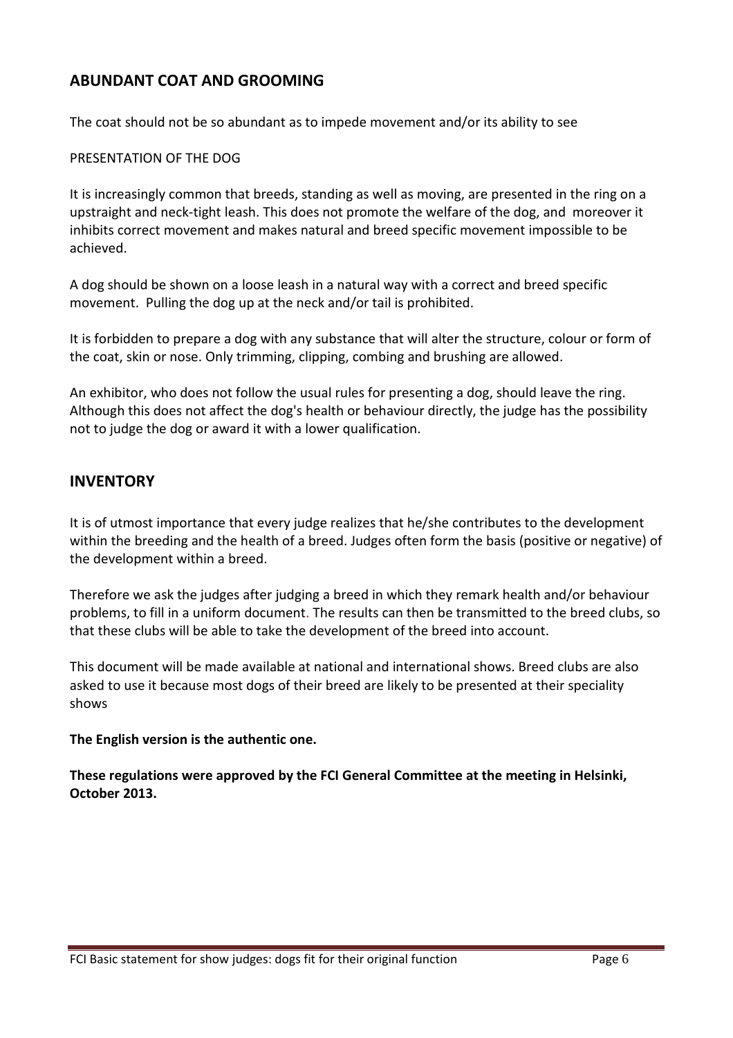## ABUNDANT COAT AND GROOMING

The coat should not be so abundant as to impede movement and/or its ability to see

PRESENTATION OF THE DOG

It is increasingly common that breeds, standing as well as moving, are presented in the ring on a upstraight and neck-tight leash. This does not promote the welfare of the dog, and moreover it inhibits correct movement and makes natural and breed specific movement impossible to be achieved.

A dog should be shown on a loose leash in a natural way with a correct and breed specific movement. Pulling the dog up at the neck and/or tail is prohibited.

It is forbidden to prepare a dog with any substance that will alter the structure, colour or form of the coat, skin or nose. Only trimming, clipping, combing and brushing are allowed.

An exhibitor, who does not follow the usual rules for presenting a dog, should leave the ring. Although this does not affect the dog's health or behaviour directly, the judge has the possibility not to judge the dog or award it with a lower qualification.

## INVENTORY

It is of utmost importance that every judge realizes that he/she contributes to the development within the breeding and the health of a breed. Judges often form the basis (positive or negative) of the development within a breed.

Therefore we ask the judges after judging a breed in which they remark health and/or behaviour problems, to fill in a uniform document. The results can then be transmitted to the breed clubs, so that these clubs will be able to take the development of the breed into account.

This document will be made available at national and international shows. Breed clubs are also asked to use it because most dogs of their breed are likely to be presented at their speciality shows

**The English version is the authentic one.**

**These regulations were approved by the FCI General Committee at the meeting in Helsinki, October 2013.**